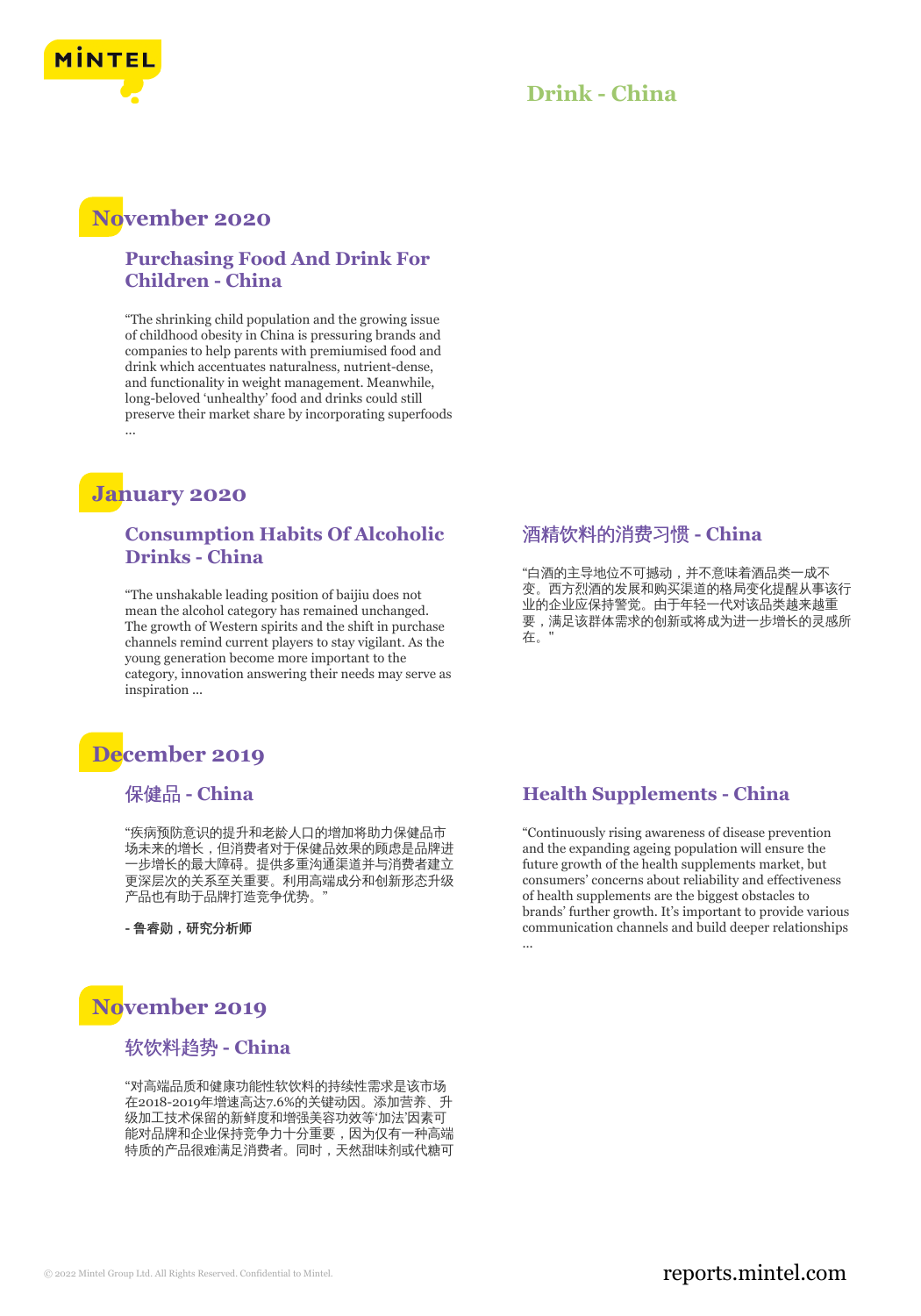# Drink - China

## November 2020

### Purchasing Food And Drink For Children - China

“The shrinking child population and the growing issue of childhood obesity in China is pressuring brands and companies to help parents with premiumised food and drink which accentuates naturalness, nutrient-dense, and functionality in weight management. Meanwhile, long-beloved ‘unhealthy’ food and drinks could still preserve their market share by incorporating superfoods ...

## January 2020

### Consumption Habits Of Alcoholic Drinks - China

“The unshakable leading position of baijiu does not mean the alcohol category has remained unchanged. The growth of Western spirits and the shift in purchase channels remind current players to stay vigilant. As the young generation become more important to the category, innovation answering their needs may serve as inspiration ...

### 酒精饮料的消费习惯 - China

“白酒的主导地位不可撼动，并不意味着酒品类一成不变。西方烈酒的发展和购买渠道的格局变化提醒从事该行业的企业应保持警觉。由于年轻一代对该品类越来越重要，满足该群体需求的创新或将成为进一步增长的灵感所在。”

## December 2019

### 保健品 - China

“疾病预防意识的提升和老龄人口的增加将助力保健品市场未来的增长，但消费者对于保健品效果的顾虑是品牌进一步增长的最大障碍。提供多重沟通渠道并与消费者建立更深层次的关系至关重要。利用高端成分和创新形态升级产品也有助于品牌打造竞争优势。”

**- 鲁睿勋，研究分析师**

### Health Supplements - China

“Continuously rising awareness of disease prevention and the expanding ageing population will ensure the future growth of the health supplements market, but consumers’ concerns about reliability and effectiveness of health supplements are the biggest obstacles to brands’ further growth. It’s important to provide various communication channels and build deeper relationships ...

## November 2019

### 软饮料趋势 - China

“对高端品质和健康功能性软饮料的持续性需求是该市场在2018-2019年增速高达7.6%的关键动因。添加营养、升级加工技术保留的新鲜度和增强美容功效等‘加法’因素可能对品牌和企业保持竞争力十分重要，因为仅有一种高端特质的产品很难满足消费者。同时，天然甜味剂或代糖可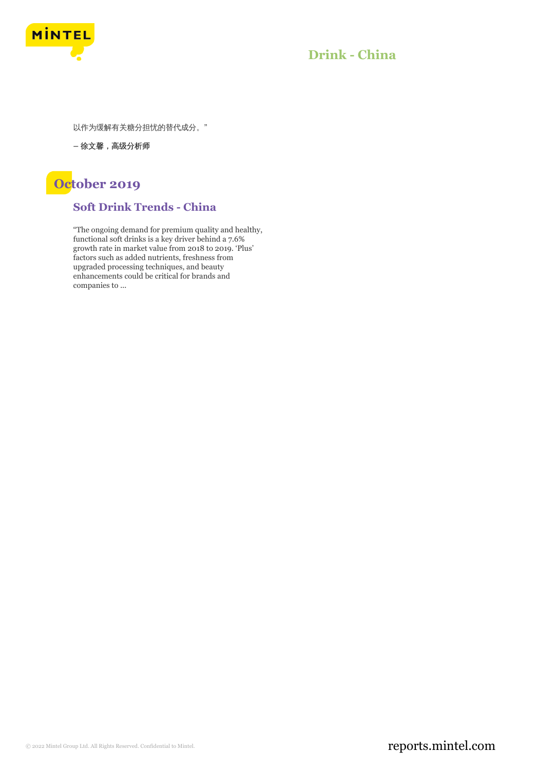以作为缓解有关糖分担忧的替代成分。”

**– 徐文馨，高级分析师**

## October 2019

### Soft Drink Trends - China

“The ongoing demand for premium quality and healthy, functional soft drinks is a key driver behind a 7.6% growth rate in market value from 2018 to 2019. ‘Plus’ factors such as added nutrients, freshness from upgraded processing techniques, and beauty enhancements could be critical for brands and companies to ...